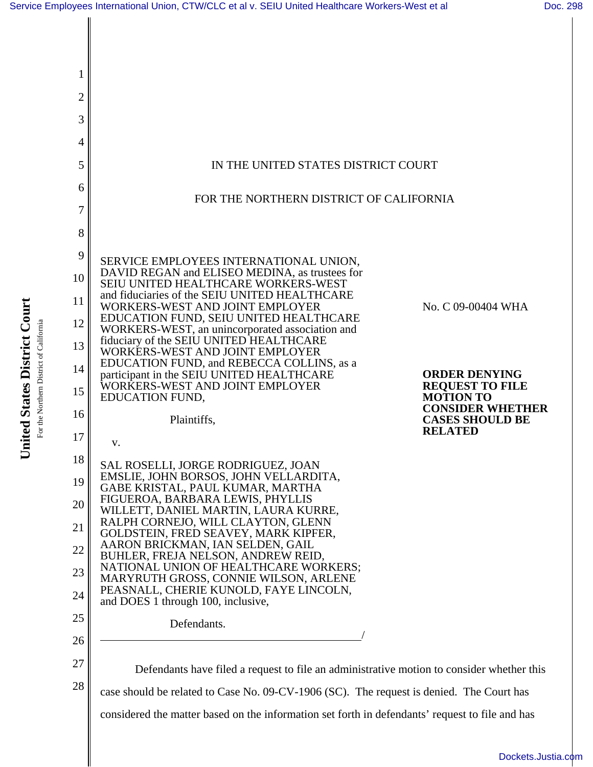IN THE UNITED STATES DISTRICT COURT

FOR THE NORTHERN DISTRICT OF CALIFORNIA

SERVICE EMPLOYEES INTERNATIONAL UNION, DAVID REGAN and ELISEO MEDINA, as trustees for SEIU UNITED HEALTHCARE WORKERS-WEST and fiduciaries of the SEIU UNITED HEALTHCARE WORKERS-WEST AND JOINT EMPLOYER EDUCATION FUND, SEIU UNITED HEALTHCARE WORKERS-WEST, an unincorporated association and fiduciary of the SEIU UNITED HEALTHCARE WORKERS-WEST AND JOINT EMPLOYER EDUCATION FUND, and REBECCA COLLINS, as a participant in the SEIU UNITED HEALTHCARE WORKERS-WEST AND JOINT EMPLOYER EDUCATION FUND,

Plaintiffs,

v.

SAL ROSELLI, JORGE RODRIGUEZ, JOAN EMSLIE, JOHN BORSOS, JOHN VELLARDITA, GABE KRISTAL, PAUL KUMAR, MARTHA FIGUEROA, BARBARA LEWIS, PHYLLIS WILLETT, DANIEL MARTIN, LAURA KURRE, RALPH CORNEJO, WILL CLAYTON, GLENN GOLDSTEIN, FRED SEAVEY, MARK KIPFER, AARON BRICKMAN, IAN SELDEN, GAIL BUHLER, FREJA NELSON, ANDREW REID, NATIONAL UNION OF HEALTHCARE WORKERS; MARYRUTH GROSS, CONNIE WILSON, ARLENE PEASNALL, CHERIE KUNOLD, FAYE LINCOLN, and DOES 1 through 100, inclusive,

Defendants.

No. C 09-00404 WHA

**ORDER DENYING REQUEST TO FILE MOTION TO CONSIDER WHETHER CASES SHOULD BE RELATED**

Defendants have filed a request to file an administrative motion to consider whether this case should be related to Case No. 09-CV-1906 (SC). The request is denied. The Court has considered the matter based on the information set forth in defendants' request to file and has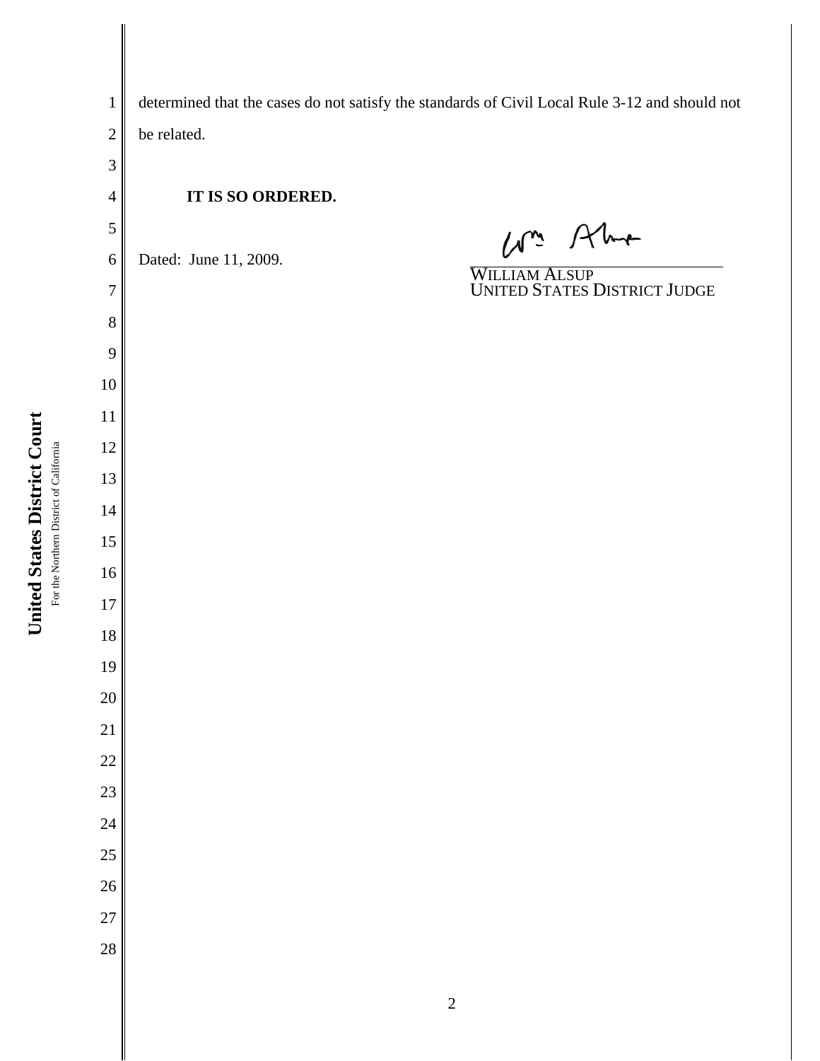determined that the cases do not satisfy the standards of Civil Local Rule 3-12 and should not be related.

**IT IS SO ORDERED.**

Dated: June 11, 2009.

WILLIAM ALSUP
UNITED STATES DISTRICT JUDGE